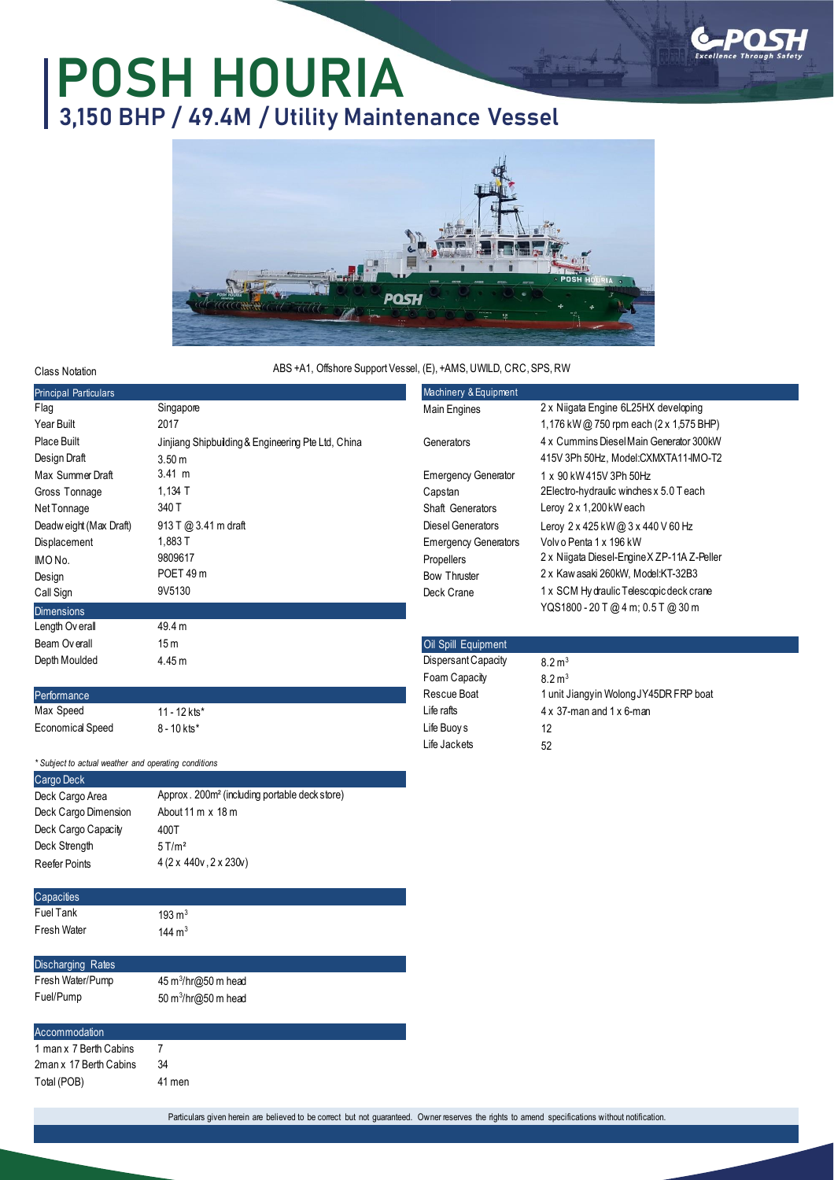# POSH HOURIA

## 3,150 BHP / 49.4M / Utility Maintenance Vessel

Class Notation ABS +A1, Offshore Support Vessel, (E), +AMS, UWILD, CRC, SPS, RW

| Principal Particulars | |
|---|---|
| Flag | Singapore |
| Year Built | 2017 |
| Place Built | Jinjiang Shipbuilding & Engineering Pte Ltd, China |
| Design Draft | 3.50 m |
| Max Summer Draft | 3.41 m |
| Gross Tonnage | 1,134 T |
| Net Tonnage | 340 T |
| Deadweight (Max Draft) | 913 T @ 3.41 m draft |
| Displacement | 1,883 T |
| IMO No. | 9809617 |
| Design | POET 49 m |
| Call Sign | 9V5130 |

| Dimensions | |
|---|---|
| Length Overall | 49.4 m |
| Beam Overall | 15 m |
| Depth Moulded | 4.45 m |

| Performance | |
|---|---|
| Max Speed | 11 - 12 kts* |
| Economical Speed | 8 - 10 kts* |

*\* Subject to actual weather and operating conditions*

| Cargo Deck | |
|---|---|
| Deck Cargo Area | Approx. 200m² (including portable deck store) |
| Deck Cargo Dimension | About 11 m x 18 m |
| Deck Cargo Capacity | 400T |
| Deck Strength | 5 T/m² |
| Reefer Points | 4 (2 x 440v, 2 x 230v) |

| Capacities | |
|---|---|
| Fuel Tank | 193 $m^3$ |
| Fresh Water | 144 $m^3$ |

| Discharging Rates | |
|---|---|
| Fresh Water/Pump | 45 $m^3$/hr@50 m head |
| Fuel/Pump | 50 $m^3$/hr@50 m head |

| Accommodation | |
|---|---|
| 1 man x 7 Berth Cabins | 7 |
| 2man x 17 Berth Cabins | 34 |
| Total (POB) | 41 men |

| Machinery & Equipment | |
|---|---|
| Main Engines | 2 x Niigata Engine 6L25HX developing 1,176 kW @ 750 rpm each (2 x 1,575 BHP) |
| Generators | 4 x Cummins Diesel Main Generator 300kW 415V 3Ph 50Hz, Model:CXMXTA11-IMO-T2 |
| Emergency Generator | 1 x 90 kW 415V 3Ph 50Hz |
| Capstan | 2Electro-hydraulic winches x 5.0 T each |
| Shaft Generators | Leroy 2 x 1,200 kW each |
| Diesel Generators | Leroy 2 x 425 kW @ 3 x 440 V 60 Hz |
| Emergency Generators | Volvo Penta 1 x 196 kW |
| Propellers | 2 x Niigata Diesel-Engine X ZP-11A Z-Peller |
| Bow Thruster | 2 x Kawasaki 260kW, Model:KT-32B3 |
| Deck Crane | 1 x SCM Hydraulic Telescopic deck crane YQS1800 - 20 T @ 4 m; 0.5 T @ 30 m |

| Oil Spill Equipment | |
|---|---|
| Dispersant Capacity | 8.2 $m^3$ |
| Foam Capacity | 8.2 $m^3$ |
| Rescue Boat | 1 unit Jiangyin Wolong JY45DR FRP boat |
| Life rafts | 4 x 37-man and 1 x 6-man |
| Life Buoys | 12 |
| Life Jackets | 52 |

Particulars given herein are believed to be correct but not guaranteed. Owner reserves the rights to amend specifications without notification.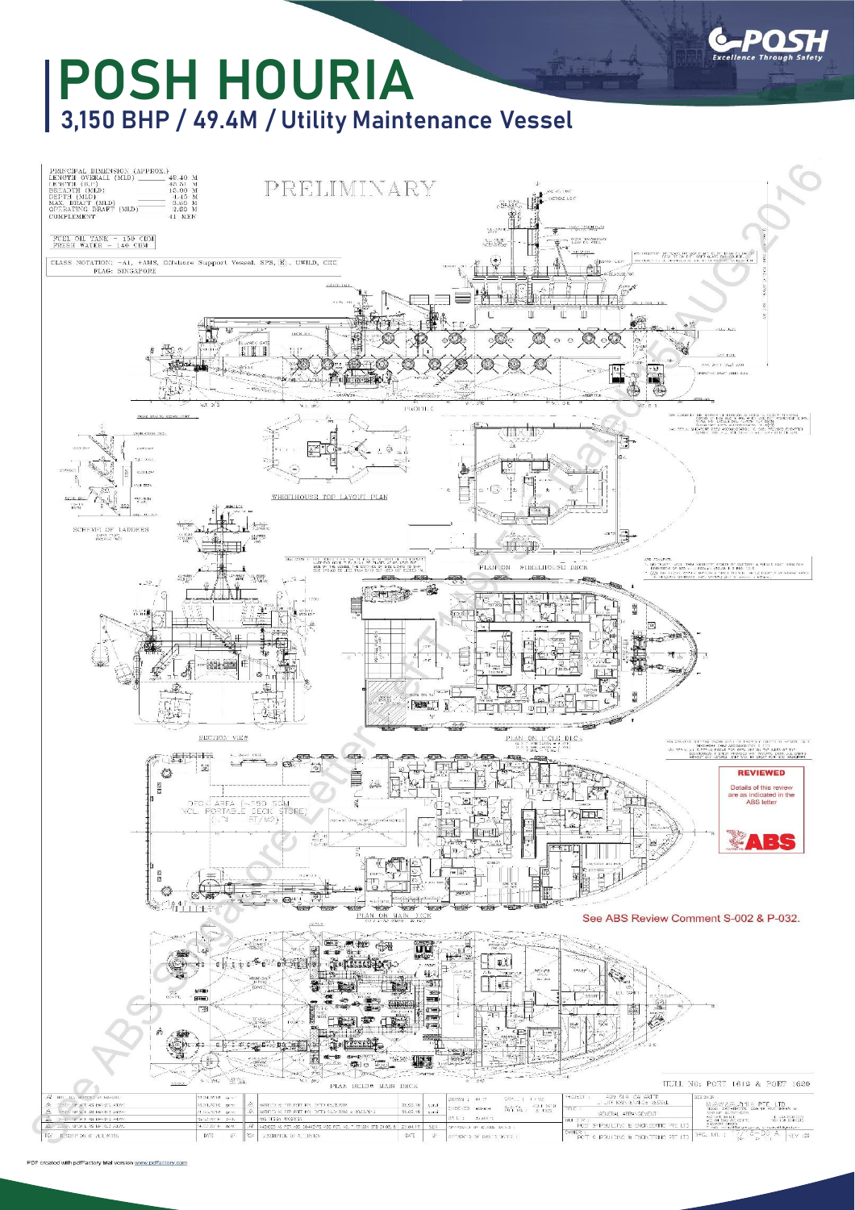# POSH HOURIA

## 3,150 BHP / 49.4M / Utility Maintenance Vessel

PRINCIPAL DIMENSION (APPROX.)

| | |
|---|---|
| LENGTH OVERALL (MLD) | 49.40 M |
| LENGTH (B.P.) | 45.50 M |
| BREADTH (MLD) | 16.00 M |
| DEPTH (MLD) | 4.45 M |
| MAX. DRAFT (MLD) | 3.80 M |
| OPERATING DRAFT (MLD) | 2.80 M |
| COMPLEMENT | 41 MEN |

FUEL OIL TANK = 150 CBM
FRESH WATER = 140 CBM

CLASS NOTATION: +A1, +AMS, Offshore Support Vessel, SPS, (E), UWILD, CRC
FLAG: SINGAPORE

PRELIMINARY

PROFILE

WHEELHOUSE TOP LAYOUT PLAN

PLAN ON WHEELHOUSE DECK

SCHEME OF LADDERS

SECTION VIEW

PLAN ON FCLE DECK

OPEN AREA (~150 SQM)
VOL. PORTABLE DECK STORE)

PLAN ON MAIN DECK

PLAN BELOW MAIN DECK

REVIEWED
Details of this review are as indicated in the ABS letter

ABS

See ABS Review Comment S-002 & P-032.

HULL NO: PORT 1619 & PORT 1620

GENERAL ARRANGEMENT

POSH SHIPBUILDING & ENGINEERING PTE LTD

PDF created with pdfFactory trial version www.pdffactory.com